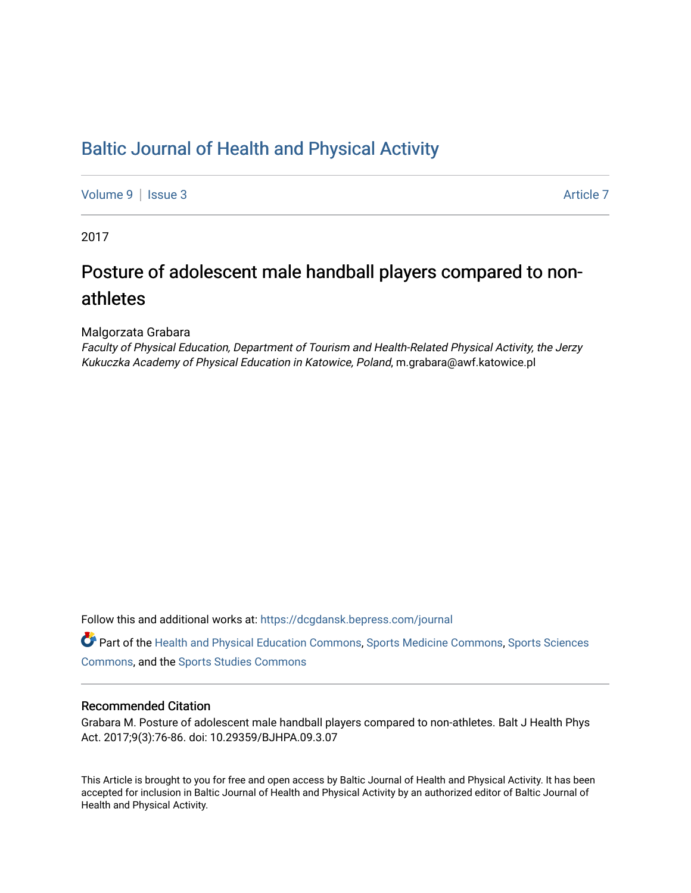# Baltic Journal of Health and Physical Activity

Volume 9 | Issue 3 Article 7

2017

## Posture of adolescent male handball players compared to non-athletes

Malgorzata Grabara

*Faculty of Physical Education, Department of Tourism and Health-Related Physical Activity, the Jerzy Kukuczka Academy of Physical Education in Katowice, Poland*, m.grabara@awf.katowice.pl

Follow this and additional works at: https://dcgdansk.bepress.com/journal

Part of the Health and Physical Education Commons, Sports Medicine Commons, Sports Sciences Commons, and the Sports Studies Commons

### Recommended Citation

Grabara M. Posture of adolescent male handball players compared to non-athletes. Balt J Health Phys Act. 2017;9(3):76-86. doi: 10.29359/BJHPA.09.3.07

This Article is brought to you for free and open access by Baltic Journal of Health and Physical Activity. It has been accepted for inclusion in Baltic Journal of Health and Physical Activity by an authorized editor of Baltic Journal of Health and Physical Activity.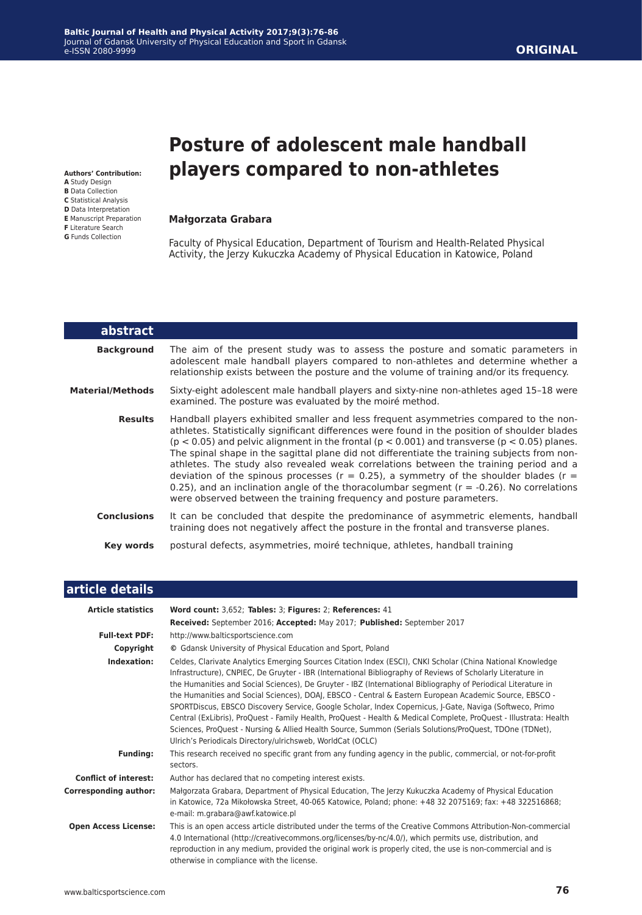# Posture of adolescent male handball players compared to non-athletes

**Authors' Contribution:**
**A** Study Design
**B** Data Collection
**C** Statistical Analysis
**D** Data Interpretation
**E** Manuscript Preparation
**F** Literature Search
**G** Funds Collection

**Małgorzata Grabara**

Faculty of Physical Education, Department of Tourism and Health-Related Physical Activity, the Jerzy Kukuczka Academy of Physical Education in Katowice, Poland

## abstract

**Background** The aim of the present study was to assess the posture and somatic parameters in adolescent male handball players compared to non-athletes and determine whether a relationship exists between the posture and the volume of training and/or its frequency.

**Material/Methods** Sixty-eight adolescent male handball players and sixty-nine non-athletes aged 15–18 were examined. The posture was evaluated by the moiré method.

**Results** Handball players exhibited smaller and less frequent asymmetries compared to the non-athletes. Statistically significant differences were found in the position of shoulder blades ($p < 0.05$) and pelvic alignment in the frontal ($p < 0.001$) and transverse ($p < 0.05$) planes. The spinal shape in the sagittal plane did not differentiate the training subjects from non-athletes. The study also revealed weak correlations between the training period and a deviation of the spinous processes ($r = 0.25$), a symmetry of the shoulder blades ($r = 0.25$), and an inclination angle of the thoracolumbar segment ($r = -0.26$). No correlations were observed between the training frequency and posture parameters.

**Conclusions** It can be concluded that despite the predominance of asymmetric elements, handball training does not negatively affect the posture in the frontal and transverse planes.

**Key words** postural defects, asymmetries, moiré technique, athletes, handball training

## article details

| | |
|---|---|
| **Article statistics** | **Word count:** 3,652; **Tables:** 3; **Figures:** 2; **References:** 41<br>**Received:** September 2016; **Accepted:** May 2017; **Published:** September 2017 |
| **Full-text PDF:** | http://www.balticsportscience.com |
| **Copyright** | © Gdansk University of Physical Education and Sport, Poland |
| **Indexation:** | Celdes, Clarivate Analytics Emerging Sources Citation Index (ESCI), CNKI Scholar (China National Knowledge Infrastructure), CNPIEC, De Gruyter - IBR (International Bibliography of Reviews of Scholarly Literature in the Humanities and Social Sciences), De Gruyter - IBZ (International Bibliography of Periodical Literature in the Humanities and Social Sciences), DOAJ, EBSCO - Central & Eastern European Academic Source, EBSCO - SPORTDiscus, EBSCO Discovery Service, Google Scholar, Index Copernicus, J-Gate, Naviga (Softweco, Primo Central (ExLibris), ProQuest - Family Health, ProQuest - Health & Medical Complete, ProQuest - Illustrata: Health Sciences, ProQuest - Nursing & Allied Health Source, Summon (Serials Solutions/ProQuest, TDOne (TDNet), Ulrich's Periodicals Directory/ulrichsweb, WorldCat (OCLC) |
| **Funding:** | This research received no specific grant from any funding agency in the public, commercial, or not-for-profit sectors. |
| **Conflict of interest:** | Author has declared that no competing interest exists. |
| **Corresponding author:** | Małgorzata Grabara, Department of Physical Education, The Jerzy Kukuczka Academy of Physical Education in Katowice, 72a Mikołowska Street, 40-065 Katowice, Poland; phone: +48 32 2075169; fax: +48 322516868; e-mail: m.grabara@awf.katowice.pl |
| **Open Access License:** | This is an open access article distributed under the terms of the Creative Commons Attribution-Non-commercial 4.0 International (http://creativecommons.org/licenses/by-nc/4.0/), which permits use, distribution, and reproduction in any medium, provided the original work is properly cited, the use is non-commercial and is otherwise in compliance with the license. |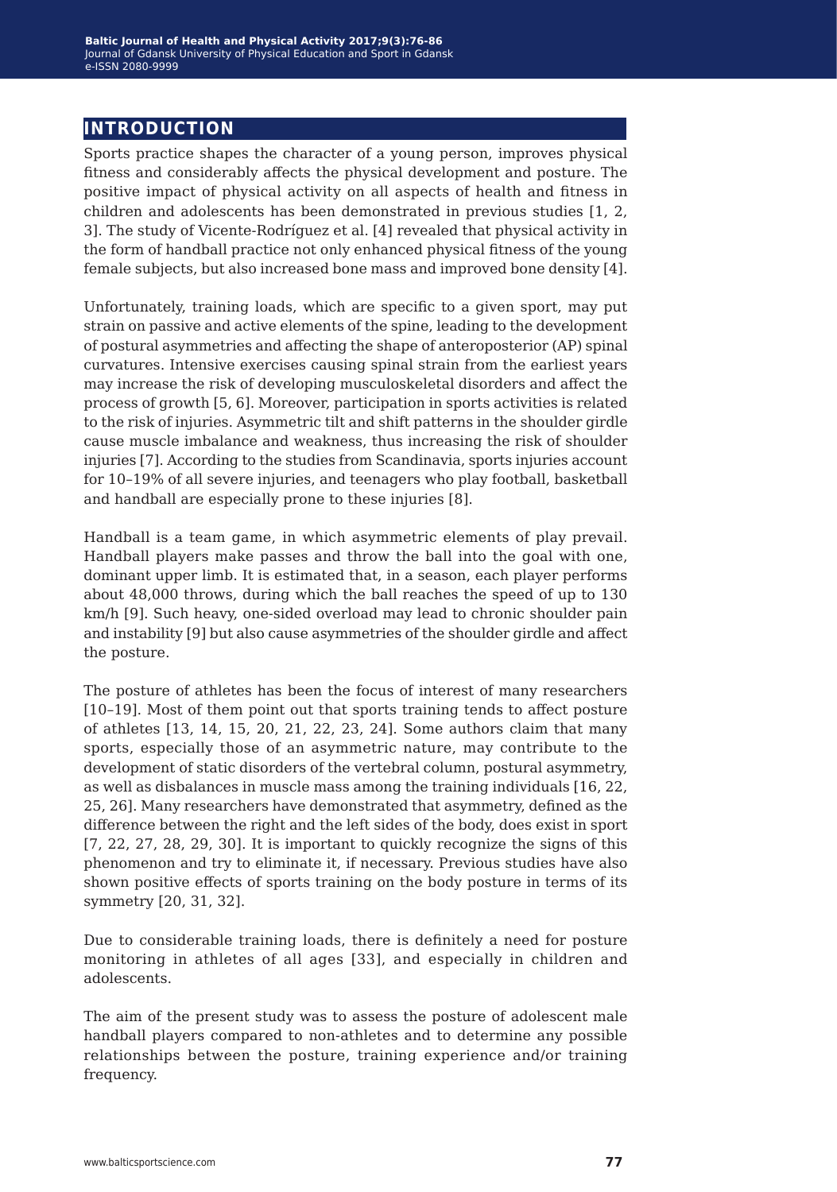## INTRODUCTION

Sports practice shapes the character of a young person, improves physical fitness and considerably affects the physical development and posture. The positive impact of physical activity on all aspects of health and fitness in children and adolescents has been demonstrated in previous studies [1, 2, 3]. The study of Vicente-Rodríguez et al. [4] revealed that physical activity in the form of handball practice not only enhanced physical fitness of the young female subjects, but also increased bone mass and improved bone density [4].

Unfortunately, training loads, which are specific to a given sport, may put strain on passive and active elements of the spine, leading to the development of postural asymmetries and affecting the shape of anteroposterior (AP) spinal curvatures. Intensive exercises causing spinal strain from the earliest years may increase the risk of developing musculoskeletal disorders and affect the process of growth [5, 6]. Moreover, participation in sports activities is related to the risk of injuries. Asymmetric tilt and shift patterns in the shoulder girdle cause muscle imbalance and weakness, thus increasing the risk of shoulder injuries [7]. According to the studies from Scandinavia, sports injuries account for 10–19% of all severe injuries, and teenagers who play football, basketball and handball are especially prone to these injuries [8].

Handball is a team game, in which asymmetric elements of play prevail. Handball players make passes and throw the ball into the goal with one, dominant upper limb. It is estimated that, in a season, each player performs about 48,000 throws, during which the ball reaches the speed of up to 130 km/h [9]. Such heavy, one-sided overload may lead to chronic shoulder pain and instability [9] but also cause asymmetries of the shoulder girdle and affect the posture.

The posture of athletes has been the focus of interest of many researchers [10–19]. Most of them point out that sports training tends to affect posture of athletes [13, 14, 15, 20, 21, 22, 23, 24]. Some authors claim that many sports, especially those of an asymmetric nature, may contribute to the development of static disorders of the vertebral column, postural asymmetry, as well as disbalances in muscle mass among the training individuals [16, 22, 25, 26]. Many researchers have demonstrated that asymmetry, defined as the difference between the right and the left sides of the body, does exist in sport [7, 22, 27, 28, 29, 30]. It is important to quickly recognize the signs of this phenomenon and try to eliminate it, if necessary. Previous studies have also shown positive effects of sports training on the body posture in terms of its symmetry [20, 31, 32].

Due to considerable training loads, there is definitely a need for posture monitoring in athletes of all ages [33], and especially in children and adolescents.

The aim of the present study was to assess the posture of adolescent male handball players compared to non-athletes and to determine any possible relationships between the posture, training experience and/or training frequency.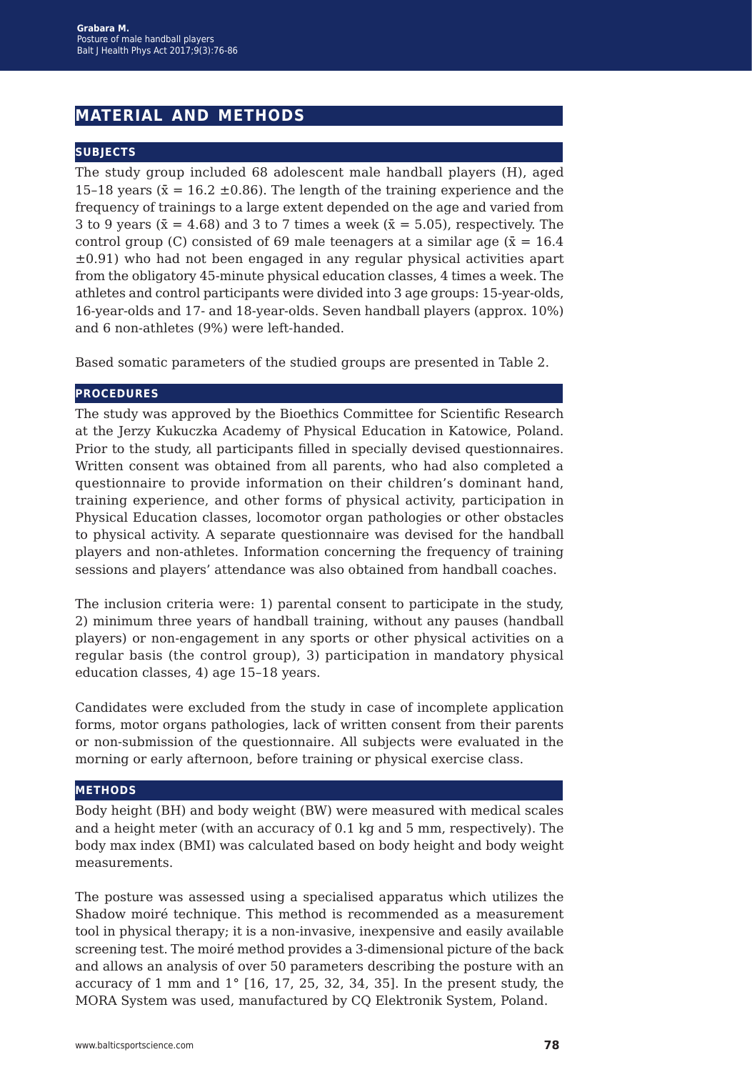# MATERIAL AND METHODS

## SUBJECTS

The study group included 68 adolescent male handball players (H), aged 15–18 years ($\bar{x}$ = 16.2 ±0.86). The length of the training experience and the frequency of trainings to a large extent depended on the age and varied from 3 to 9 years ($\bar{x}$ = 4.68) and 3 to 7 times a week ($\bar{x}$ = 5.05), respectively. The control group (C) consisted of 69 male teenagers at a similar age ($\bar{x}$ = 16.4 ±0.91) who had not been engaged in any regular physical activities apart from the obligatory 45-minute physical education classes, 4 times a week. The athletes and control participants were divided into 3 age groups: 15-year-olds, 16-year-olds and 17- and 18-year-olds. Seven handball players (approx. 10%) and 6 non-athletes (9%) were left-handed.

Based somatic parameters of the studied groups are presented in Table 2.

## PROCEDURES

The study was approved by the Bioethics Committee for Scientific Research at the Jerzy Kukuczka Academy of Physical Education in Katowice, Poland. Prior to the study, all participants filled in specially devised questionnaires. Written consent was obtained from all parents, who had also completed a questionnaire to provide information on their children's dominant hand, training experience, and other forms of physical activity, participation in Physical Education classes, locomotor organ pathologies or other obstacles to physical activity. A separate questionnaire was devised for the handball players and non-athletes. Information concerning the frequency of training sessions and players' attendance was also obtained from handball coaches.

The inclusion criteria were: 1) parental consent to participate in the study, 2) minimum three years of handball training, without any pauses (handball players) or non-engagement in any sports or other physical activities on a regular basis (the control group), 3) participation in mandatory physical education classes, 4) age 15–18 years.

Candidates were excluded from the study in case of incomplete application forms, motor organs pathologies, lack of written consent from their parents or non-submission of the questionnaire. All subjects were evaluated in the morning or early afternoon, before training or physical exercise class.

## METHODS

Body height (BH) and body weight (BW) were measured with medical scales and a height meter (with an accuracy of 0.1 kg and 5 mm, respectively). The body max index (BMI) was calculated based on body height and body weight measurements.

The posture was assessed using a specialised apparatus which utilizes the Shadow moiré technique. This method is recommended as a measurement tool in physical therapy; it is a non-invasive, inexpensive and easily available screening test. The moiré method provides a 3-dimensional picture of the back and allows an analysis of over 50 parameters describing the posture with an accuracy of 1 mm and 1° [16, 17, 25, 32, 34, 35]. In the present study, the MORA System was used, manufactured by CQ Elektronik System, Poland.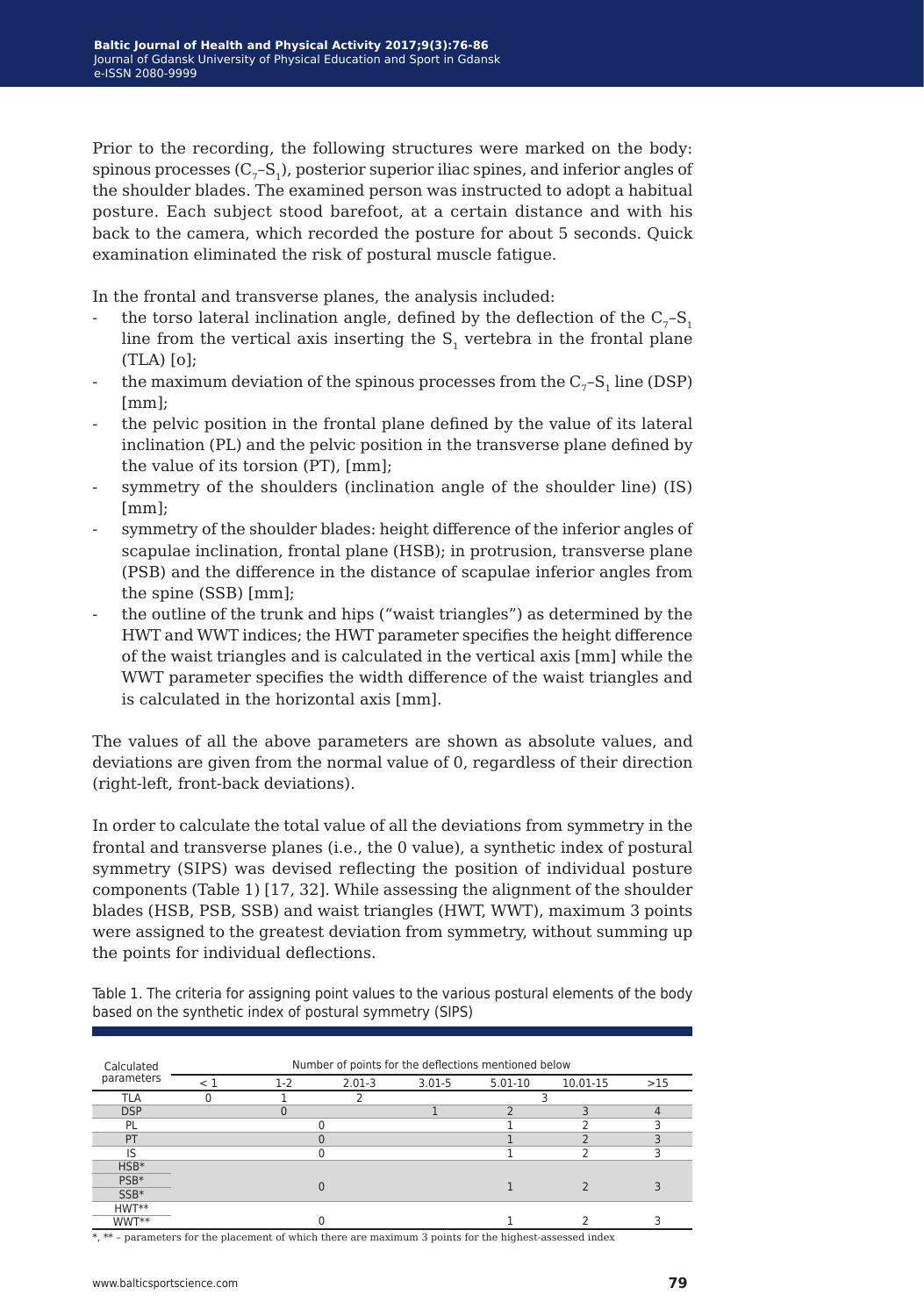Prior to the recording, the following structures were marked on the body: spinous processes ($C_7$–$S_1$), posterior superior iliac spines, and inferior angles of the shoulder blades. The examined person was instructed to adopt a habitual posture. Each subject stood barefoot, at a certain distance and with his back to the camera, which recorded the posture for about 5 seconds. Quick examination eliminated the risk of postural muscle fatigue.

In the frontal and transverse planes, the analysis included:

- the torso lateral inclination angle, defined by the deflection of the $C_7$–$S_1$ line from the vertical axis inserting the $S_1$ vertebra in the frontal plane (TLA) [o];
- the maximum deviation of the spinous processes from the $C_7$–$S_1$ line (DSP) [mm];
- the pelvic position in the frontal plane defined by the value of its lateral inclination (PL) and the pelvic position in the transverse plane defined by the value of its torsion (PT), [mm];
- symmetry of the shoulders (inclination angle of the shoulder line) (IS) [mm];
- symmetry of the shoulder blades: height difference of the inferior angles of scapulae inclination, frontal plane (HSB); in protrusion, transverse plane (PSB) and the difference in the distance of scapulae inferior angles from the spine (SSB) [mm];
- the outline of the trunk and hips ("waist triangles") as determined by the HWT and WWT indices; the HWT parameter specifies the height difference of the waist triangles and is calculated in the vertical axis [mm] while the WWT parameter specifies the width difference of the waist triangles and is calculated in the horizontal axis [mm].

The values of all the above parameters are shown as absolute values, and deviations are given from the normal value of 0, regardless of their direction (right-left, front-back deviations).

In order to calculate the total value of all the deviations from symmetry in the frontal and transverse planes (i.e., the 0 value), a synthetic index of postural symmetry (SIPS) was devised reflecting the position of individual posture components (Table 1) [17, 32]. While assessing the alignment of the shoulder blades (HSB, PSB, SSB) and waist triangles (HWT, WWT), maximum 3 points were assigned to the greatest deviation from symmetry, without summing up the points for individual deflections.

Table 1. The criteria for assigning point values to the various postural elements of the body based on the synthetic index of postural symmetry (SIPS)

| Calculated parameters | Number of points for the deflections mentioned below | | | | | | |
|---|---|---|---|---|---|---|---|
| | < 1 | 1-2 | 2.01-3 | 3.01-5 | 5.01-10 | 10.01-15 | >15 |
| TLA | 0 | 1 | 2 | 3 | | | |
| DSP | 0 | | | 1 | 2 | 3 | 4 |
| PL | 0 | | | | 1 | 2 | 3 |
| PT | 0 | | | | 1 | 2 | 3 |
| IS | 0 | | | | 1 | 2 | 3 |
| HSB* / PSB* / SSB* | 0 | | | | 1 | 2 | 3 |
| HWT** / WWT** | 0 | | | | 1 | 2 | 3 |

*, ** – parameters for the placement of which there are maximum 3 points for the highest-assessed index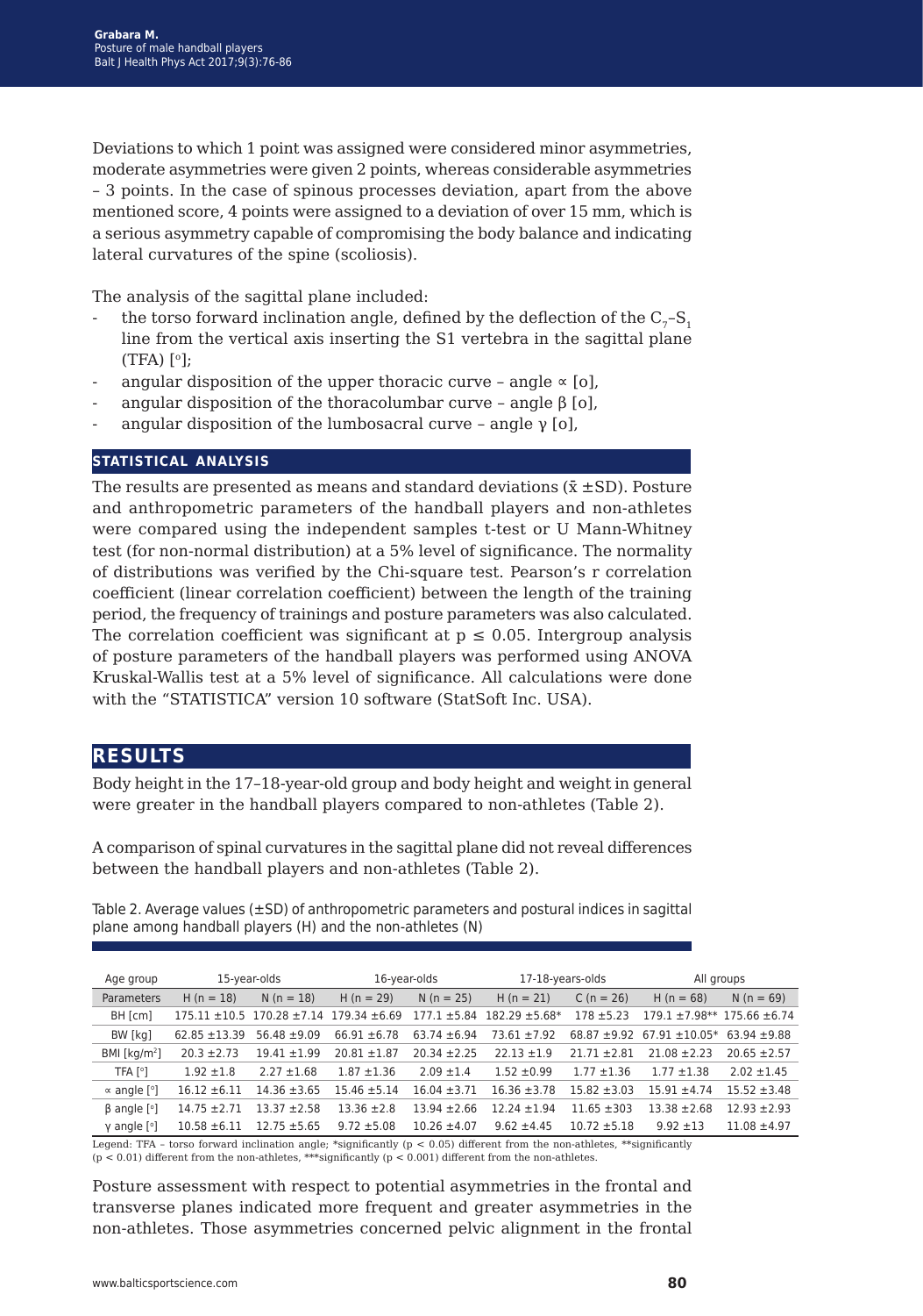Deviations to which 1 point was assigned were considered minor asymmetries, moderate asymmetries were given 2 points, whereas considerable asymmetries – 3 points. In the case of spinous processes deviation, apart from the above mentioned score, 4 points were assigned to a deviation of over 15 mm, which is a serious asymmetry capable of compromising the body balance and indicating lateral curvatures of the spine (scoliosis).

The analysis of the sagittal plane included:

- the torso forward inclination angle, defined by the deflection of the $C_7$–$S_1$ line from the vertical axis inserting the S1 vertebra in the sagittal plane (TFA) [°];
- angular disposition of the upper thoracic curve – angle ∝ [o],
- angular disposition of the thoracolumbar curve – angle β [o],
- angular disposition of the lumbosacral curve – angle γ [o],

## STATISTICAL ANALYSIS

The results are presented as means and standard deviations ($\bar{x}$ ±SD). Posture and anthropometric parameters of the handball players and non-athletes were compared using the independent samples t-test or U Mann-Whitney test (for non-normal distribution) at a 5% level of significance. The normality of distributions was verified by the Chi-square test. Pearson's r correlation coefficient (linear correlation coefficient) between the length of the training period, the frequency of trainings and posture parameters was also calculated. The correlation coefficient was significant at $p \leq 0.05$. Intergroup analysis of posture parameters of the handball players was performed using ANOVA Kruskal-Wallis test at a 5% level of significance. All calculations were done with the "STATISTICA" version 10 software (StatSoft Inc. USA).

# RESULTS

Body height in the 17–18-year-old group and body height and weight in general were greater in the handball players compared to non-athletes (Table 2).

A comparison of spinal curvatures in the sagittal plane did not reveal differences between the handball players and non-athletes (Table 2).

Table 2. Average values (±SD) of anthropometric parameters and postural indices in sagittal plane among handball players (H) and the non-athletes (N)

| Age group | 15-year-olds | | 16-year-olds | | 17-18-years-olds | | All groups | |
|---|---|---|---|---|---|---|---|---|
| Parameters | H (n = 18) | N (n = 18) | H (n = 29) | N (n = 25) | H (n = 21) | C (n = 26) | H (n = 68) | N (n = 69) |
| BH [cm] | 175.11 ±10.5 | 170.28 ±7.14 | 179.34 ±6.69 | 177.1 ±5.84 | 182.29 ±5.68* | 178 ±5.23 | 179.1 ±7.98** | 175.66 ±6.74 |
| BW [kg] | 62.85 ±13.39 | 56.48 ±9.09 | 66.91 ±6.78 | 63.74 ±6.94 | 73.61 ±7.92 | 68.87 ±9.92 | 67.91 ±10.05* | 63.94 ±9.88 |
| BMI [kg/m²] | 20.3 ±2.73 | 19.41 ±1.99 | 20.81 ±1.87 | 20.34 ±2.25 | 22.13 ±1.9 | 21.71 ±2.81 | 21.08 ±2.23 | 20.65 ±2.57 |
| TFA [°] | 1.92 ±1.8 | 2.27 ±1.68 | 1.87 ±1.36 | 2.09 ±1.4 | 1.52 ±0.99 | 1.77 ±1.36 | 1.77 ±1.38 | 2.02 ±1.45 |
| ∝ angle [°] | 16.12 ±6.11 | 14.36 ±3.65 | 15.46 ±5.14 | 16.04 ±3.71 | 16.36 ±3.78 | 15.82 ±3.03 | 15.91 ±4.74 | 15.52 ±3.48 |
| β angle [°] | 14.75 ±2.71 | 13.37 ±2.58 | 13.36 ±2.8 | 13.94 ±2.66 | 12.24 ±1.94 | 11.65 ±303 | 13.38 ±2.68 | 12.93 ±2.93 |
| γ angle [°] | 10.58 ±6.11 | 12.75 ±5.65 | 9.72 ±5.08 | 10.26 ±4.07 | 9.62 ±4.45 | 10.72 ±5.18 | 9.92 ±13 | 11.08 ±4.97 |

Legend: TFA – torso forward inclination angle; *significantly ($p < 0.05$) different from the non-athletes, **significantly ($p < 0.01$) different from the non-athletes, ***significantly ($p < 0.001$) different from the non-athletes.

Posture assessment with respect to potential asymmetries in the frontal and transverse planes indicated more frequent and greater asymmetries in the non-athletes. Those asymmetries concerned pelvic alignment in the frontal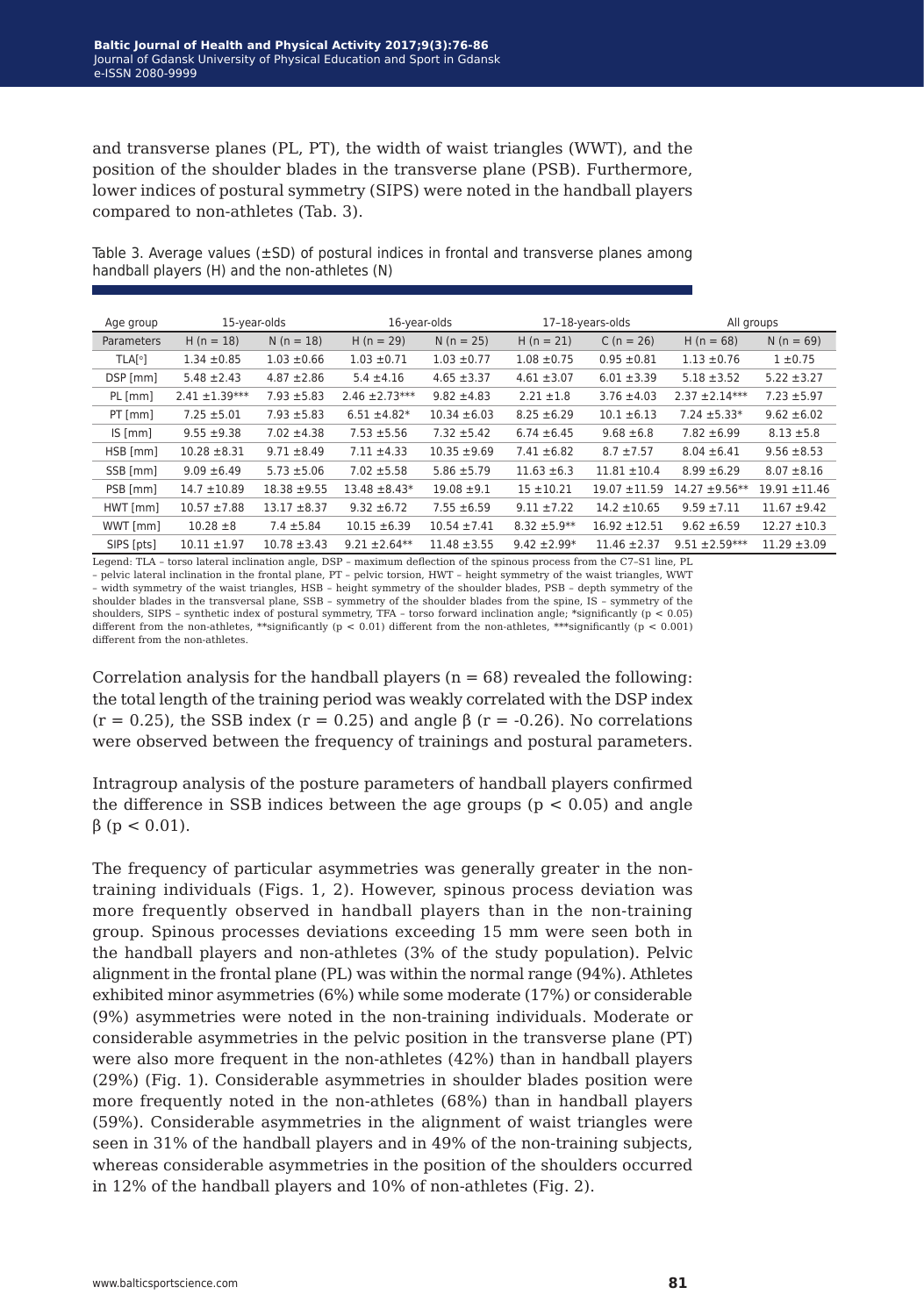and transverse planes (PL, PT), the width of waist triangles (WWT), and the position of the shoulder blades in the transverse plane (PSB). Furthermore, lower indices of postural symmetry (SIPS) were noted in the handball players compared to non-athletes (Tab. 3).

Table 3. Average values (±SD) of postural indices in frontal and transverse planes among handball players (H) and the non-athletes (N)

| Age group | 15-year-olds | | 16-year-olds | | 17–18-years-olds | | All groups | |
|---|---|---|---|---|---|---|---|---|
| Parameters | H (n = 18) | N (n = 18) | H (n = 29) | N (n = 25) | H (n = 21) | C (n = 26) | H (n = 68) | N (n = 69) |
| TLA[°] | 1.34 ±0.85 | 1.03 ±0.66 | 1.03 ±0.71 | 1.03 ±0.77 | 1.08 ±0.75 | 0.95 ±0.81 | 1.13 ±0.76 | 1 ±0.75 |
| DSP [mm] | 5.48 ±2.43 | 4.87 ±2.86 | 5.4 ±4.16 | 4.65 ±3.37 | 4.61 ±3.07 | 6.01 ±3.39 | 5.18 ±3.52 | 5.22 ±3.27 |
| PL [mm] | 2.41 ±1.39*** | 7.93 ±5.83 | 2.46 ±2.73*** | 9.82 ±4.83 | 2.21 ±1.8 | 3.76 ±4.03 | 2.37 ±2.14*** | 7.23 ±5.97 |
| PT [mm] | 7.25 ±5.01 | 7.93 ±5.83 | 6.51 ±4.82* | 10.34 ±6.03 | 8.25 ±6.29 | 10.1 ±6.13 | 7.24 ±5.33* | 9.62 ±6.02 |
| IS [mm] | 9.55 ±9.38 | 7.02 ±4.38 | 7.53 ±5.56 | 7.32 ±5.42 | 6.74 ±6.45 | 9.68 ±6.8 | 7.82 ±6.99 | 8.13 ±5.8 |
| HSB [mm] | 10.28 ±8.31 | 9.71 ±8.49 | 7.11 ±4.33 | 10.35 ±9.69 | 7.41 ±6.82 | 8.7 ±7.57 | 8.04 ±6.41 | 9.56 ±8.53 |
| SSB [mm] | 9.09 ±6.49 | 5.73 ±5.06 | 7.02 ±5.58 | 5.86 ±5.79 | 11.63 ±6.3 | 11.81 ±10.4 | 8.99 ±6.29 | 8.07 ±8.16 |
| PSB [mm] | 14.7 ±10.89 | 18.38 ±9.55 | 13.48 ±8.43* | 19.08 ±9.1 | 15 ±10.21 | 19.07 ±11.59 | 14.27 ±9.56** | 19.91 ±11.46 |
| HWT [mm] | 10.57 ±7.88 | 13.17 ±8.37 | 9.32 ±6.72 | 7.55 ±6.59 | 9.11 ±7.22 | 14.2 ±10.65 | 9.59 ±7.11 | 11.67 ±9.42 |
| WWT [mm] | 10.28 ±8 | 7.4 ±5.84 | 10.15 ±6.39 | 10.54 ±7.41 | 8.32 ±5.9** | 16.92 ±12.51 | 9.62 ±6.59 | 12.27 ±10.3 |
| SIPS [pts] | 10.11 ±1.97 | 10.78 ±3.43 | 9.21 ±2.64** | 11.48 ±3.55 | 9.42 ±2.99* | 11.46 ±2.37 | 9.51 ±2.59*** | 11.29 ±3.09 |

Legend: TLA – torso lateral inclination angle, DSP – maximum deflection of the spinous process from the C7–S1 line, PL – pelvic lateral inclination in the frontal plane, PT – pelvic torsion, HWT – height symmetry of the waist triangles, WWT – width symmetry of the waist triangles, HSB – height symmetry of the shoulder blades, PSB – depth symmetry of the shoulder blades in the transversal plane, SSB – symmetry of the shoulder blades from the spine, IS – symmetry of the shoulders, SIPS – synthetic index of postural symmetry, TFA – torso forward inclination angle; *significantly ($p < 0.05$) different from the non-athletes, **significantly ($p < 0.01$) different from the non-athletes, ***significantly ($p < 0.001$) different from the non-athletes.

Correlation analysis for the handball players ($n = 68$) revealed the following: the total length of the training period was weakly correlated with the DSP index ($r = 0.25$), the SSB index ($r = 0.25$) and angle β ($r = -0.26$). No correlations were observed between the frequency of trainings and postural parameters.

Intragroup analysis of the posture parameters of handball players confirmed the difference in SSB indices between the age groups ($p < 0.05$) and angle β ($p < 0.01$).

The frequency of particular asymmetries was generally greater in the non-training individuals (Figs. 1, 2). However, spinous process deviation was more frequently observed in handball players than in the non-training group. Spinous processes deviations exceeding 15 mm were seen both in the handball players and non-athletes (3% of the study population). Pelvic alignment in the frontal plane (PL) was within the normal range (94%). Athletes exhibited minor asymmetries (6%) while some moderate (17%) or considerable (9%) asymmetries were noted in the non-training individuals. Moderate or considerable asymmetries in the pelvic position in the transverse plane (PT) were also more frequent in the non-athletes (42%) than in handball players (29%) (Fig. 1). Considerable asymmetries in shoulder blades position were more frequently noted in the non-athletes (68%) than in handball players (59%). Considerable asymmetries in the alignment of waist triangles were seen in 31% of the handball players and in 49% of the non-training subjects, whereas considerable asymmetries in the position of the shoulders occurred in 12% of the handball players and 10% of non-athletes (Fig. 2).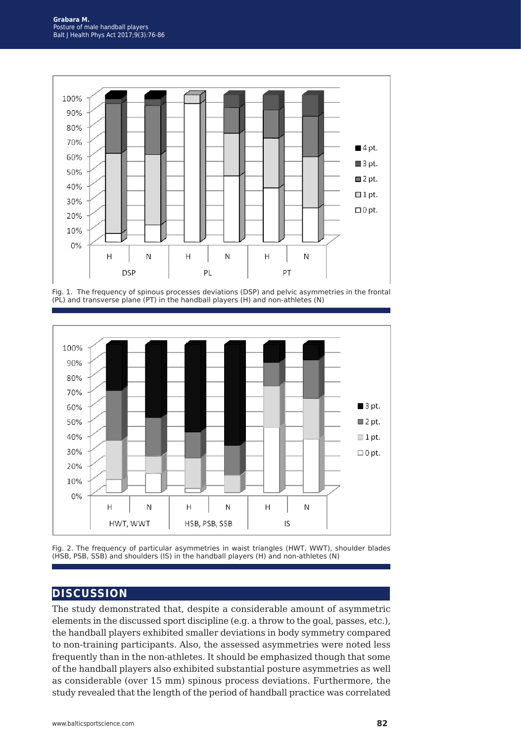Fig. 1. The frequency of spinous processes deviations (DSP) and pelvic asymmetries in the frontal (PL) and transverse plane (PT) in the handball players (H) and non-athletes (N)

Fig. 2. The frequency of particular asymmetries in waist triangles (HWT, WWT), shoulder blades (HSB, PSB, SSB) and shoulders (IS) in the handball players (H) and non-athletes (N)

## DISCUSSION

The study demonstrated that, despite a considerable amount of asymmetric elements in the discussed sport discipline (e.g. a throw to the goal, passes, etc.), the handball players exhibited smaller deviations in body symmetry compared to non-training participants. Also, the assessed asymmetries were noted less frequently than in the non-athletes. It should be emphasized though that some of the handball players also exhibited substantial posture asymmetries as well as considerable (over 15 mm) spinous process deviations. Furthermore, the study revealed that the length of the period of handball practice was correlated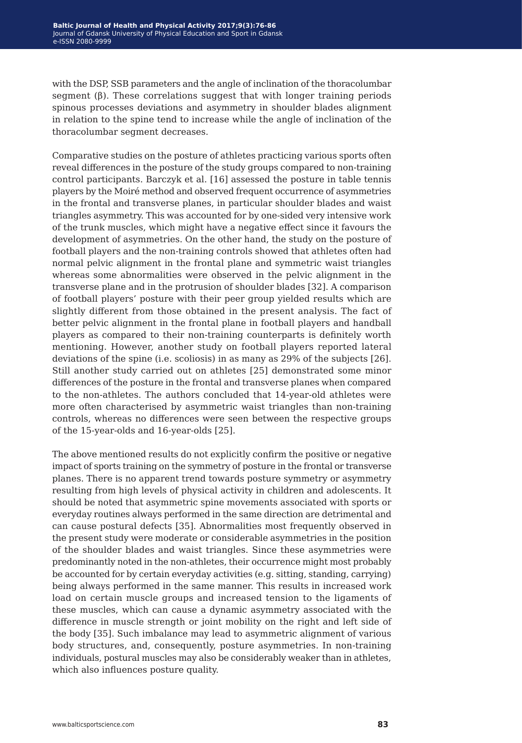with the DSP, SSB parameters and the angle of inclination of the thoracolumbar segment (β). These correlations suggest that with longer training periods spinous processes deviations and asymmetry in shoulder blades alignment in relation to the spine tend to increase while the angle of inclination of the thoracolumbar segment decreases.

Comparative studies on the posture of athletes practicing various sports often reveal differences in the posture of the study groups compared to non-training control participants. Barczyk et al. [16] assessed the posture in table tennis players by the Moiré method and observed frequent occurrence of asymmetries in the frontal and transverse planes, in particular shoulder blades and waist triangles asymmetry. This was accounted for by one-sided very intensive work of the trunk muscles, which might have a negative effect since it favours the development of asymmetries. On the other hand, the study on the posture of football players and the non-training controls showed that athletes often had normal pelvic alignment in the frontal plane and symmetric waist triangles whereas some abnormalities were observed in the pelvic alignment in the transverse plane and in the protrusion of shoulder blades [32]. A comparison of football players' posture with their peer group yielded results which are slightly different from those obtained in the present analysis. The fact of better pelvic alignment in the frontal plane in football players and handball players as compared to their non-training counterparts is definitely worth mentioning. However, another study on football players reported lateral deviations of the spine (i.e. scoliosis) in as many as 29% of the subjects [26]. Still another study carried out on athletes [25] demonstrated some minor differences of the posture in the frontal and transverse planes when compared to the non-athletes. The authors concluded that 14-year-old athletes were more often characterised by asymmetric waist triangles than non-training controls, whereas no differences were seen between the respective groups of the 15-year-olds and 16-year-olds [25].

The above mentioned results do not explicitly confirm the positive or negative impact of sports training on the symmetry of posture in the frontal or transverse planes. There is no apparent trend towards posture symmetry or asymmetry resulting from high levels of physical activity in children and adolescents. It should be noted that asymmetric spine movements associated with sports or everyday routines always performed in the same direction are detrimental and can cause postural defects [35]. Abnormalities most frequently observed in the present study were moderate or considerable asymmetries in the position of the shoulder blades and waist triangles. Since these asymmetries were predominantly noted in the non-athletes, their occurrence might most probably be accounted for by certain everyday activities (e.g. sitting, standing, carrying) being always performed in the same manner. This results in increased work load on certain muscle groups and increased tension to the ligaments of these muscles, which can cause a dynamic asymmetry associated with the difference in muscle strength or joint mobility on the right and left side of the body [35]. Such imbalance may lead to asymmetric alignment of various body structures, and, consequently, posture asymmetries. In non-training individuals, postural muscles may also be considerably weaker than in athletes, which also influences posture quality.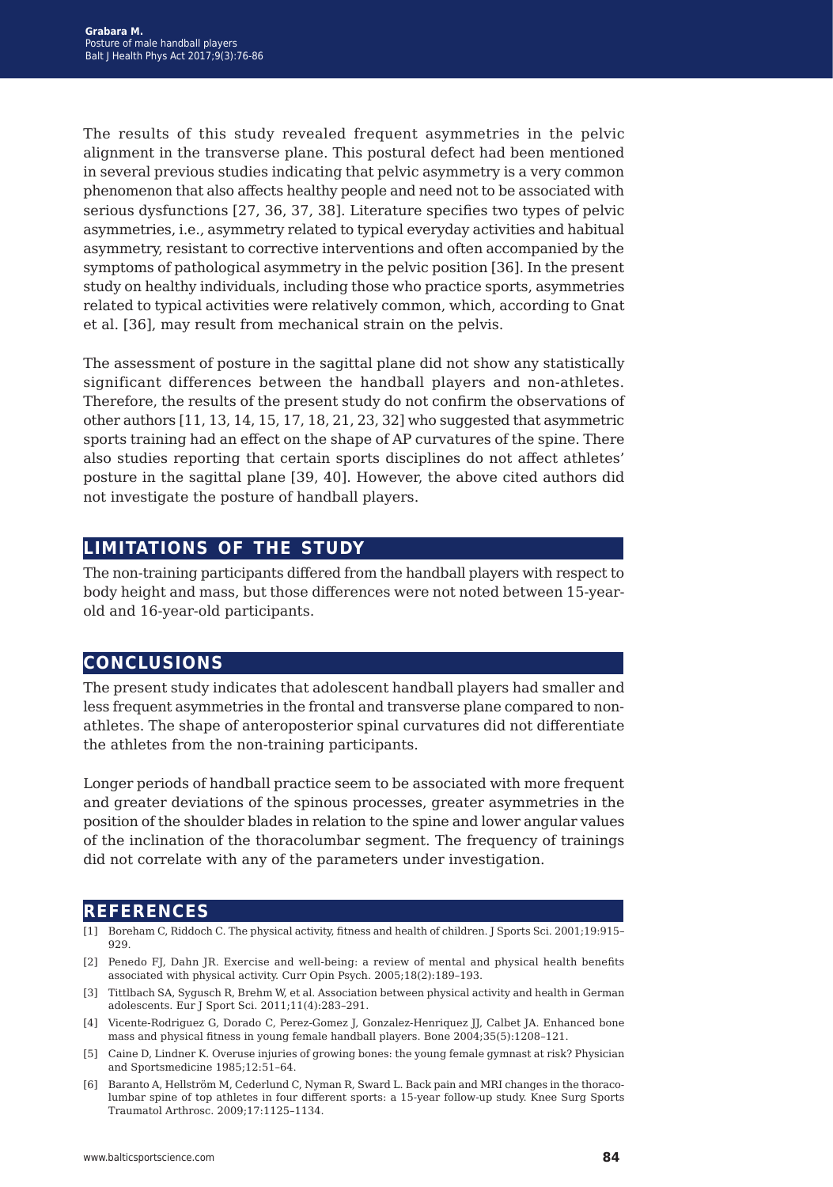The results of this study revealed frequent asymmetries in the pelvic alignment in the transverse plane. This postural defect had been mentioned in several previous studies indicating that pelvic asymmetry is a very common phenomenon that also affects healthy people and need not to be associated with serious dysfunctions [27, 36, 37, 38]. Literature specifies two types of pelvic asymmetries, i.e., asymmetry related to typical everyday activities and habitual asymmetry, resistant to corrective interventions and often accompanied by the symptoms of pathological asymmetry in the pelvic position [36]. In the present study on healthy individuals, including those who practice sports, asymmetries related to typical activities were relatively common, which, according to Gnat et al. [36], may result from mechanical strain on the pelvis.

The assessment of posture in the sagittal plane did not show any statistically significant differences between the handball players and non-athletes. Therefore, the results of the present study do not confirm the observations of other authors [11, 13, 14, 15, 17, 18, 21, 23, 32] who suggested that asymmetric sports training had an effect on the shape of AP curvatures of the spine. There also studies reporting that certain sports disciplines do not affect athletes' posture in the sagittal plane [39, 40]. However, the above cited authors did not investigate the posture of handball players.

## LIMITATIONS OF THE STUDY

The non-training participants differed from the handball players with respect to body height and mass, but those differences were not noted between 15-year-old and 16-year-old participants.

## CONCLUSIONS

The present study indicates that adolescent handball players had smaller and less frequent asymmetries in the frontal and transverse plane compared to non-athletes. The shape of anteroposterior spinal curvatures did not differentiate the athletes from the non-training participants.

Longer periods of handball practice seem to be associated with more frequent and greater deviations of the spinous processes, greater asymmetries in the position of the shoulder blades in relation to the spine and lower angular values of the inclination of the thoracolumbar segment. The frequency of trainings did not correlate with any of the parameters under investigation.

## REFERENCES

[1] Boreham C, Riddoch C. The physical activity, fitness and health of children. J Sports Sci. 2001;19:915–929.

[2] Penedo FJ, Dahn JR. Exercise and well-being: a review of mental and physical health benefits associated with physical activity. Curr Opin Psych. 2005;18(2):189–193.

[3] Tittlbach SA, Sygusch R, Brehm W, et al. Association between physical activity and health in German adolescents. Eur J Sport Sci. 2011;11(4):283–291.

[4] Vicente-Rodriguez G, Dorado C, Perez-Gomez J, Gonzalez-Henriquez JJ, Calbet JA. Enhanced bone mass and physical fitness in young female handball players. Bone 2004;35(5):1208–121.

[5] Caine D, Lindner K. Overuse injuries of growing bones: the young female gymnast at risk? Physician and Sportsmedicine 1985;12:51–64.

[6] Baranto A, Hellström M, Cederlund C, Nyman R, Sward L. Back pain and MRI changes in the thoraco-lumbar spine of top athletes in four different sports: a 15-year follow-up study. Knee Surg Sports Traumatol Arthrosc. 2009;17:1125–1134.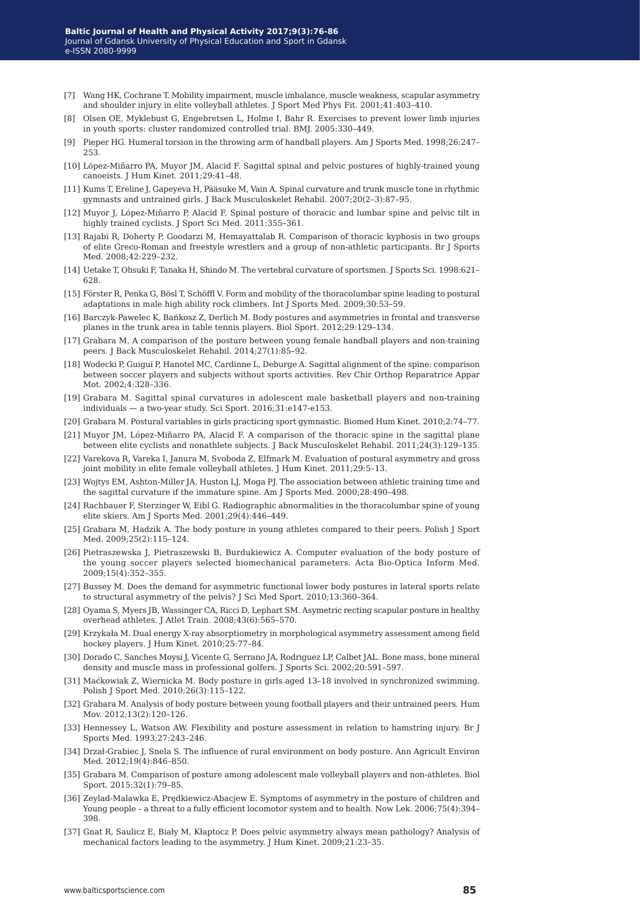[7] Wang HK, Cochrane T. Mobility impairment, muscle imbalance, muscle weakness, scapular asymmetry and shoulder injury in elite volleyball athletes. J Sport Med Phys Fit. 2001;41:403–410.

[8] Olsen OE, Myklebust G, Engebretsen L, Holme I, Bahr R. Exercises to prevent lower limb injuries in youth sports: cluster randomized controlled trial. BMJ. 2005:330–449.

[9] Pieper HG. Humeral torsion in the throwing arm of handball players. Am J Sports Med. 1998;26:247–253.

[10] López-Miñarro PA, Muyor JM, Alacid F. Sagittal spinal and pelvic postures of highly-trained young canoeists. J Hum Kinet. 2011;29:41–48.

[11] Kums T, Ereline J, Gapeyeva H, Pääsuke M, Vain A. Spinal curvature and trunk muscle tone in rhythmic gymnasts and untrained girls. J Back Musculoskelet Rehabil. 2007;20(2–3):87–95.

[12] Muyor J, López-Miñarro P, Alacid F. Spinal posture of thoracic and lumbar spine and pelvic tilt in highly trained cyclists. J Sport Sci Med. 2011:355–361.

[13] Rajabi R, Doherty P, Goodarzi M, Hemayattalab R. Comparison of thoracic kyphosis in two groups of elite Greco-Roman and freestyle wrestlers and a group of non-athletic participants. Br J Sports Med. 2008;42:229–232.

[14] Uetake T, Ohsuki F, Tanaka H, Shindo M. The vertebral curvature of sportsmen. J Sports Sci. 1998:621–628.

[15] Förster R, Penka G, Bösl T, Schöffl V. Form and mobility of the thoracolumbar spine leading to postural adaptations in male high ability rock climbers. Int J Sports Med. 2009;30:53–59.

[16] Barczyk-Pawelec K, Bańkosz Z, Derlich M. Body postures and asymmetries in frontal and transverse planes in the trunk area in table tennis players. Biol Sport. 2012;29:129–134.

[17] Grabara M. A comparison of the posture between young female handball players and non-training peers. J Back Musculoskelet Rehabil. 2014;27(1):85–92.

[18] Wodecki P, Guigui P, Hanotel MC, Cardinne L, Deburge A. Sagittal alignment of the spine: comparison between soccer players and subjects without sports activities. Rev Chir Orthop Reparatrice Appar Mot. 2002;4:328–336.

[19] Grabara M. Sagittal spinal curvatures in adolescent male basketball players and non-training individuals — a two-year study. Sci Sport. 2016;31:e147-e153.

[20] Grabara M. Postural variables in girls practicing sport gymnastic. Biomed Hum Kinet. 2010;2:74–77.

[21] Muyor JM, López-Miñarro PA, Alacid F. A comparison of the thoracic spine in the sagittal plane between elite cyclists and nonathlete subjects. J Back Musculoskelet Rehabil. 2011;24(3):129–135.

[22] Varekova R, Vareka I, Janura M, Svoboda Z, Elfmark M. Evaluation of postural asymmetry and gross joint mobility in elite female volleyball athletes. J Hum Kinet. 2011;29:5–13.

[23] Wojtys EM, Ashton-Miller JA, Huston LJ, Moga PJ. The association between athletic training time and the sagittal curvature if the immature spine. Am J Sports Med. 2000;28:490–498.

[24] Rachbauer F, Sterzinger W, Eibl G. Radiographic abnormalities in the thoracolumbar spine of young elite skiers. Am J Sports Med. 2001;29(4):446–449.

[25] Grabara M, Hadzik A. The body posture in young athletes compared to their peers. Polish J Sport Med. 2009;25(2):115–124.

[26] Pietraszewska J, Pietraszewski B, Burdukiewicz A. Computer evaluation of the body posture of the young soccer players selected biomechanical parameters. Acta Bio-Optica Inform Med. 2009;15(4):352–355.

[27] Bussey M. Does the demand for asymmetric functional lower body postures in lateral sports relate to structural asymmetry of the pelvis? J Sci Med Sport. 2010;13:360–364.

[28] Oyama S, Myers JB, Wassinger CA, Ricci D, Lephart SM. Asymetric recting scapular posture in healthy overhead athletes. J Atlet Train. 2008;43(6):565–570.

[29] Krzykała M. Dual energy X-ray absorptiometry in morphological asymmetry assessment among field hockey players. J Hum Kinet. 2010;25:77–84.

[30] Dorado C, Sanches Moysi J, Vicente G, Serrano JA, Rodriguez LP, Calbet JAL. Bone mass, bone mineral density and muscle mass in professional golfers. J Sports Sci. 2002;20:591–597.

[31] Maćkowiak Z, Wiernicka M. Body posture in girls aged 13–18 involved in synchronized swimming. Polish J Sport Med. 2010;26(3):115–122.

[32] Grabara M. Analysis of body posture between young football players and their untrained peers. Hum Mov. 2012;13(2):120–126.

[33] Hennessey L, Watson AW. Flexibility and posture assessment in relation to hamstring injury. Br J Sports Med. 1993;27:243–246.

[34] Drzał-Grabiec J, Snela S. The influence of rural environment on body posture. Ann Agricult Environ Med. 2012;19(4):846–850.

[35] Grabara M. Comparison of posture among adolescent male volleyball players and non-athletes. Biol Sport. 2015;32(1):79–85.

[36] Zeylad-Malawka E, Prędkiewicz-Abacjew E. Symptoms of asymmetry in the posture of children and Young people – a threat to a fully efficient locomotor system and to health. Now Lek. 2006;75(4):394–398.

[37] Gnat R, Saulicz E, Biały M, Kłaptocz P. Does pelvic asymmetry always mean pathology? Analysis of mechanical factors leading to the asymmetry. J Hum Kinet. 2009;21:23–35.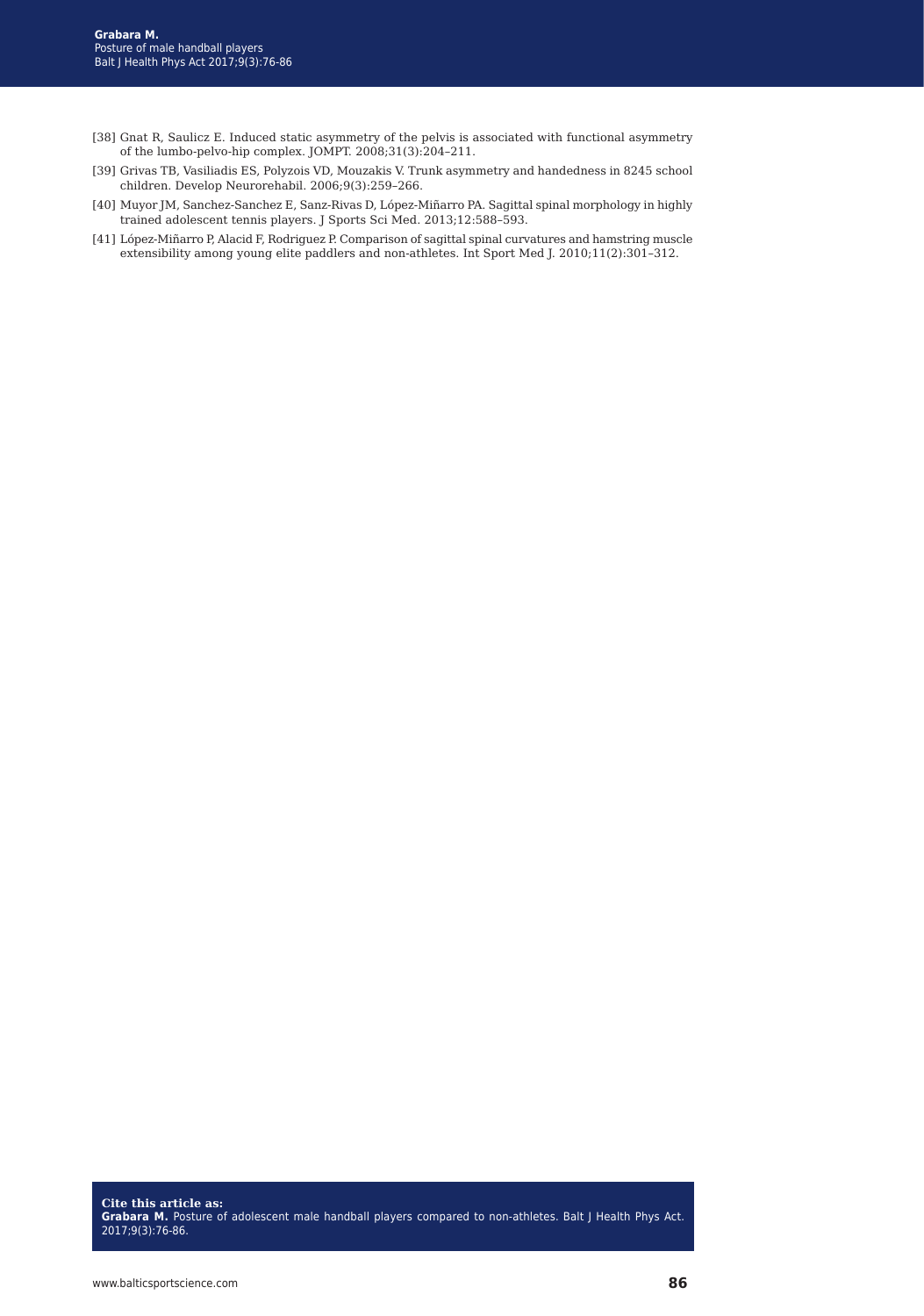[38] Gnat R, Saulicz E. Induced static asymmetry of the pelvis is associated with functional asymmetry of the lumbo-pelvo-hip complex. JOMPT. 2008;31(3):204–211.

[39] Grivas TB, Vasiliadis ES, Polyzois VD, Mouzakis V. Trunk asymmetry and handedness in 8245 school children. Develop Neurorehabil. 2006;9(3):259–266.

[40] Muyor JM, Sanchez-Sanchez E, Sanz-Rivas D, López-Miñarro PA. Sagittal spinal morphology in highly trained adolescent tennis players. J Sports Sci Med. 2013;12:588–593.

[41] López-Miñarro P, Alacid F, Rodriguez P. Comparison of sagittal spinal curvatures and hamstring muscle extensibility among young elite paddlers and non-athletes. Int Sport Med J. 2010;11(2):301–312.

**Cite this article as:**
**Grabara M.** Posture of adolescent male handball players compared to non-athletes. Balt J Health Phys Act. 2017;9(3):76-86.